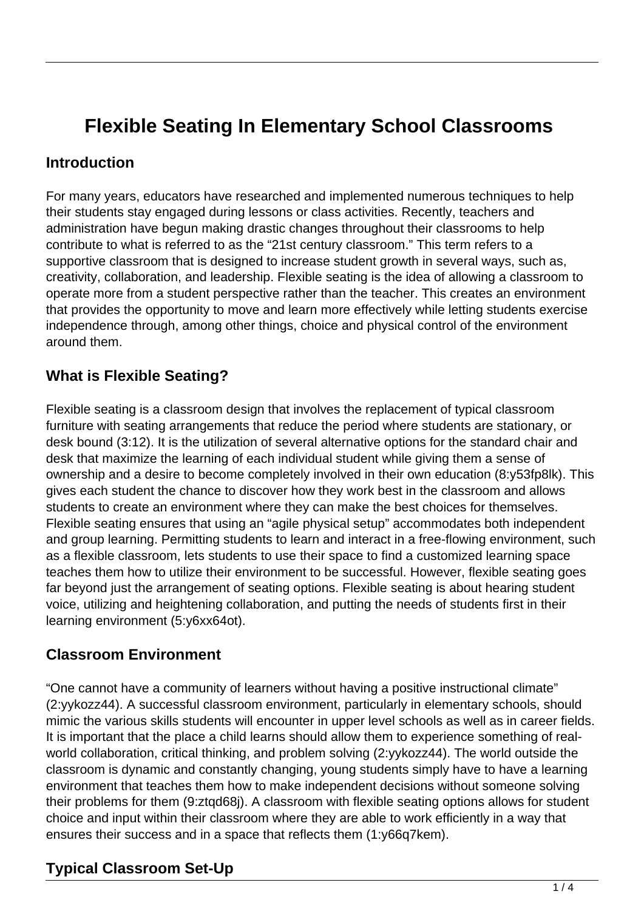# Flexible Seating In Elementary School Classrooms

## Introduction

For many years, educators have researched and implemented numerous techniques to help their students stay engaged during lessons or class activities. Recently, teachers and administration have begun making drastic changes throughout their classrooms to help contribute to what is referred to as the "21st century classroom." This term refers to a supportive classroom that is designed to increase student growth in several ways, such as, creativity, collaboration, and leadership. Flexible seating is the idea of allowing a classroom to operate more from a student perspective rather than the teacher. This creates an environment that provides the opportunity to move and learn more effectively while letting students exercise independence through, among other things, choice and physical control of the environment around them.

## What is Flexible Seating?

Flexible seating is a classroom design that involves the replacement of typical classroom furniture with seating arrangements that reduce the period where students are stationary, or desk bound (3:12). It is the utilization of several alternative options for the standard chair and desk that maximize the learning of each individual student while giving them a sense of ownership and a desire to become completely involved in their own education (8:y53fp8lk). This gives each student the chance to discover how they work best in the classroom and allows students to create an environment where they can make the best choices for themselves. Flexible seating ensures that using an "agile physical setup" accommodates both independent and group learning. Permitting students to learn and interact in a free-flowing environment, such as a flexible classroom, lets students to use their space to find a customized learning space teaches them how to utilize their environment to be successful. However, flexible seating goes far beyond just the arrangement of seating options. Flexible seating is about hearing student voice, utilizing and heightening collaboration, and putting the needs of students first in their learning environment (5:y6xx64ot).

## Classroom Environment

"One cannot have a community of learners without having a positive instructional climate" (2:yykozz44). A successful classroom environment, particularly in elementary schools, should mimic the various skills students will encounter in upper level schools as well as in career fields. It is important that the place a child learns should allow them to experience something of real-world collaboration, critical thinking, and problem solving (2:yykozz44). The world outside the classroom is dynamic and constantly changing, young students simply have to have a learning environment that teaches them how to make independent decisions without someone solving their problems for them (9:ztqd68j). A classroom with flexible seating options allows for student choice and input within their classroom where they are able to work efficiently in a way that ensures their success and in a space that reflects them (1:y66q7kem).

## Typical Classroom Set-Up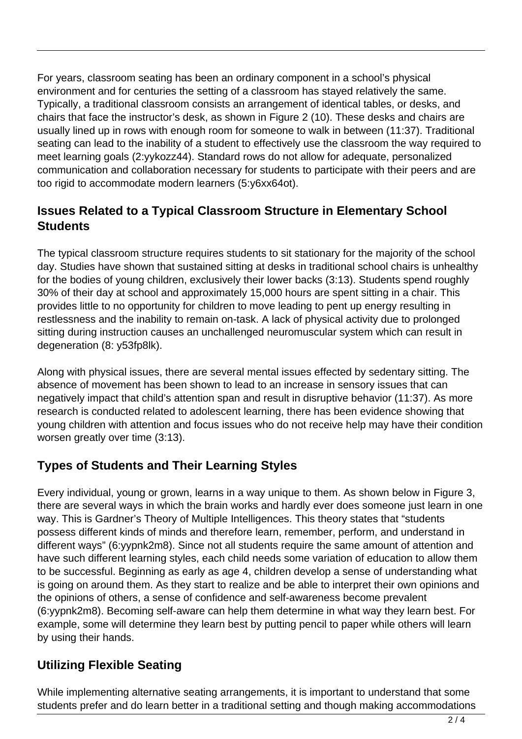For years, classroom seating has been an ordinary component in a school's physical environment and for centuries the setting of a classroom has stayed relatively the same. Typically, a traditional classroom consists an arrangement of identical tables, or desks, and chairs that face the instructor's desk, as shown in Figure 2 (10). These desks and chairs are usually lined up in rows with enough room for someone to walk in between (11:37). Traditional seating can lead to the inability of a student to effectively use the classroom the way required to meet learning goals (2:yykozz44). Standard rows do not allow for adequate, personalized communication and collaboration necessary for students to participate with their peers and are too rigid to accommodate modern learners (5:y6xx64ot).

## Issues Related to a Typical Classroom Structure in Elementary School Students

The typical classroom structure requires students to sit stationary for the majority of the school day. Studies have shown that sustained sitting at desks in traditional school chairs is unhealthy for the bodies of young children, exclusively their lower backs (3:13). Students spend roughly 30% of their day at school and approximately 15,000 hours are spent sitting in a chair. This provides little to no opportunity for children to move leading to pent up energy resulting in restlessness and the inability to remain on-task. A lack of physical activity due to prolonged sitting during instruction causes an unchallenged neuromuscular system which can result in degeneration (8: y53fp8lk).

Along with physical issues, there are several mental issues effected by sedentary sitting. The absence of movement has been shown to lead to an increase in sensory issues that can negatively impact that child's attention span and result in disruptive behavior (11:37). As more research is conducted related to adolescent learning, there has been evidence showing that young children with attention and focus issues who do not receive help may have their condition worsen greatly over time (3:13).

## Types of Students and Their Learning Styles

Every individual, young or grown, learns in a way unique to them. As shown below in Figure 3, there are several ways in which the brain works and hardly ever does someone just learn in one way. This is Gardner's Theory of Multiple Intelligences. This theory states that "students possess different kinds of minds and therefore learn, remember, perform, and understand in different ways" (6:yypnk2m8). Since not all students require the same amount of attention and have such different learning styles, each child needs some variation of education to allow them to be successful. Beginning as early as age 4, children develop a sense of understanding what is going on around them. As they start to realize and be able to interpret their own opinions and the opinions of others, a sense of confidence and self-awareness become prevalent (6:yypnk2m8). Becoming self-aware can help them determine in what way they learn best. For example, some will determine they learn best by putting pencil to paper while others will learn by using their hands.

## Utilizing Flexible Seating

While implementing alternative seating arrangements, it is important to understand that some students prefer and do learn better in a traditional setting and though making accommodations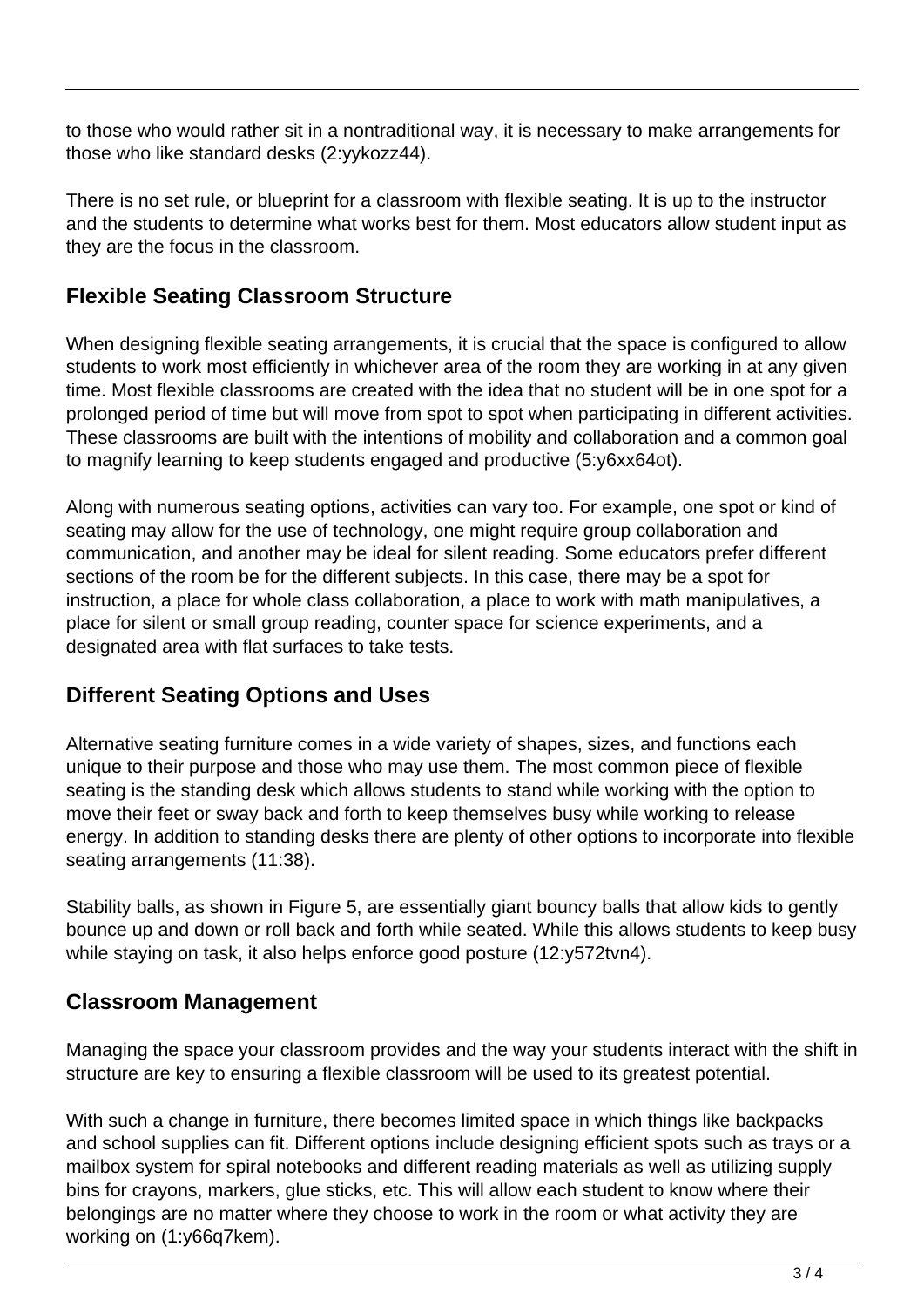to those who would rather sit in a nontraditional way, it is necessary to make arrangements for those who like standard desks (2:yykozz44).

There is no set rule, or blueprint for a classroom with flexible seating. It is up to the instructor and the students to determine what works best for them. Most educators allow student input as they are the focus in the classroom.

## Flexible Seating Classroom Structure

When designing flexible seating arrangements, it is crucial that the space is configured to allow students to work most efficiently in whichever area of the room they are working in at any given time. Most flexible classrooms are created with the idea that no student will be in one spot for a prolonged period of time but will move from spot to spot when participating in different activities. These classrooms are built with the intentions of mobility and collaboration and a common goal to magnify learning to keep students engaged and productive (5:y6xx64ot).

Along with numerous seating options, activities can vary too. For example, one spot or kind of seating may allow for the use of technology, one might require group collaboration and communication, and another may be ideal for silent reading. Some educators prefer different sections of the room be for the different subjects. In this case, there may be a spot for instruction, a place for whole class collaboration, a place to work with math manipulatives, a place for silent or small group reading, counter space for science experiments, and a designated area with flat surfaces to take tests.

## Different Seating Options and Uses

Alternative seating furniture comes in a wide variety of shapes, sizes, and functions each unique to their purpose and those who may use them. The most common piece of flexible seating is the standing desk which allows students to stand while working with the option to move their feet or sway back and forth to keep themselves busy while working to release energy. In addition to standing desks there are plenty of other options to incorporate into flexible seating arrangements (11:38).

Stability balls, as shown in Figure 5, are essentially giant bouncy balls that allow kids to gently bounce up and down or roll back and forth while seated. While this allows students to keep busy while staying on task, it also helps enforce good posture (12:y572tvn4).

## Classroom Management

Managing the space your classroom provides and the way your students interact with the shift in structure are key to ensuring a flexible classroom will be used to its greatest potential.

With such a change in furniture, there becomes limited space in which things like backpacks and school supplies can fit. Different options include designing efficient spots such as trays or a mailbox system for spiral notebooks and different reading materials as well as utilizing supply bins for crayons, markers, glue sticks, etc. This will allow each student to know where their belongings are no matter where they choose to work in the room or what activity they are working on (1:y66q7kem).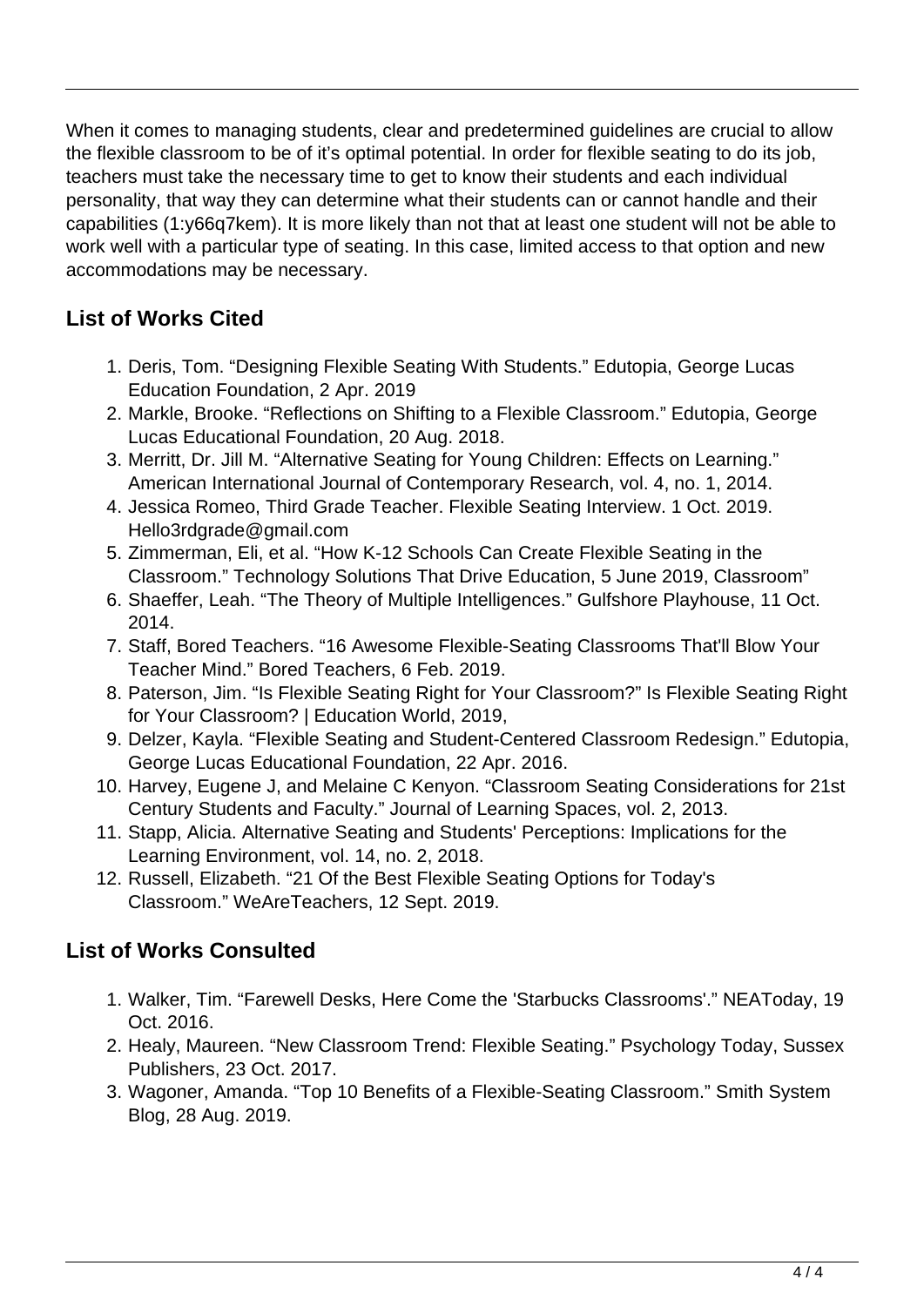When it comes to managing students, clear and predetermined guidelines are crucial to allow the flexible classroom to be of it's optimal potential. In order for flexible seating to do its job, teachers must take the necessary time to get to know their students and each individual personality, that way they can determine what their students can or cannot handle and their capabilities (1:y66q7kem). It is more likely than not that at least one student will not be able to work well with a particular type of seating. In this case, limited access to that option and new accommodations may be necessary.

## List of Works Cited

1. Deris, Tom. "Designing Flexible Seating With Students." Edutopia, George Lucas Education Foundation, 2 Apr. 2019
2. Markle, Brooke. "Reflections on Shifting to a Flexible Classroom." Edutopia, George Lucas Educational Foundation, 20 Aug. 2018.
3. Merritt, Dr. Jill M. "Alternative Seating for Young Children: Effects on Learning." American International Journal of Contemporary Research, vol. 4, no. 1, 2014.
4. Jessica Romeo, Third Grade Teacher. Flexible Seating Interview. 1 Oct. 2019. Hello3rdgrade@gmail.com
5. Zimmerman, Eli, et al. "How K-12 Schools Can Create Flexible Seating in the Classroom." Technology Solutions That Drive Education, 5 June 2019, Classroom"
6. Shaeffer, Leah. "The Theory of Multiple Intelligences." Gulfshore Playhouse, 11 Oct. 2014.
7. Staff, Bored Teachers. "16 Awesome Flexible-Seating Classrooms That'll Blow Your Teacher Mind." Bored Teachers, 6 Feb. 2019.
8. Paterson, Jim. "Is Flexible Seating Right for Your Classroom?" Is Flexible Seating Right for Your Classroom? | Education World, 2019,
9. Delzer, Kayla. "Flexible Seating and Student-Centered Classroom Redesign." Edutopia, George Lucas Educational Foundation, 22 Apr. 2016.
10. Harvey, Eugene J, and Melaine C Kenyon. "Classroom Seating Considerations for 21st Century Students and Faculty." Journal of Learning Spaces, vol. 2, 2013.
11. Stapp, Alicia. Alternative Seating and Students' Perceptions: Implications for the Learning Environment, vol. 14, no. 2, 2018.
12. Russell, Elizabeth. "21 Of the Best Flexible Seating Options for Today's Classroom." WeAreTeachers, 12 Sept. 2019.

## List of Works Consulted

1. Walker, Tim. "Farewell Desks, Here Come the 'Starbucks Classrooms'." NEAToday, 19 Oct. 2016.
2. Healy, Maureen. "New Classroom Trend: Flexible Seating." Psychology Today, Sussex Publishers, 23 Oct. 2017.
3. Wagoner, Amanda. "Top 10 Benefits of a Flexible-Seating Classroom." Smith System Blog, 28 Aug. 2019.